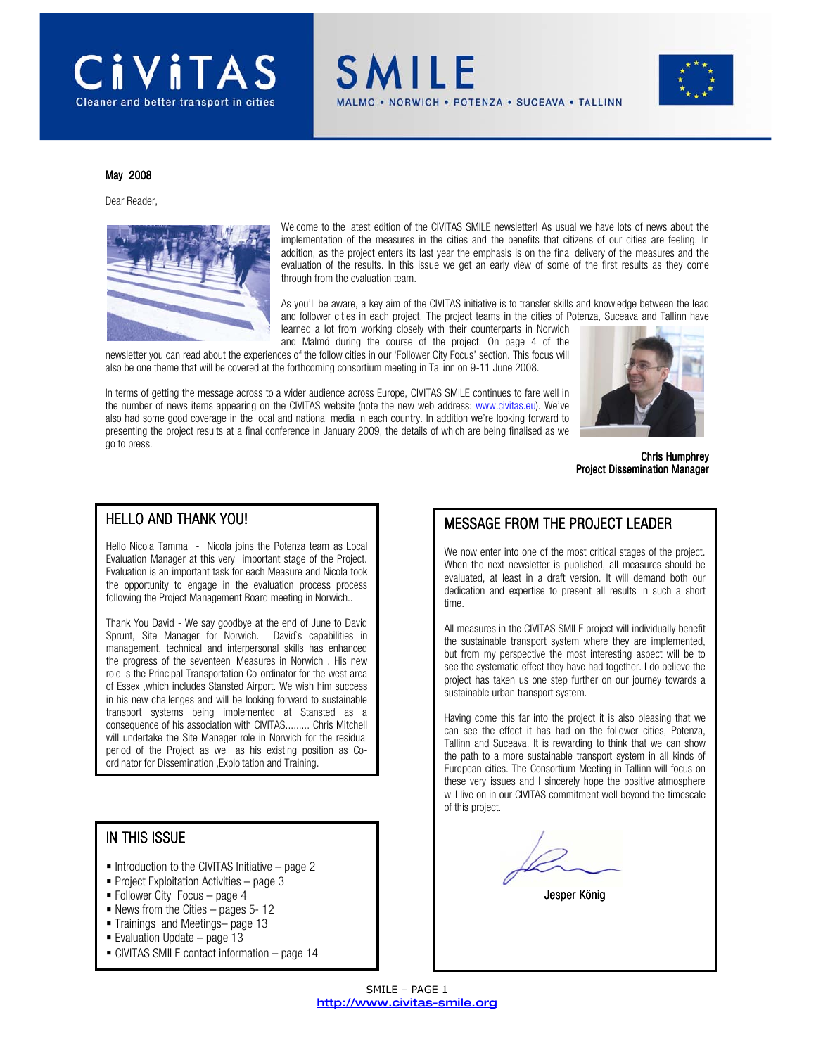# CIVITAS SMILE

Cleaner and better transport in cities

MALMO • NORWICH • POTENZA • SUCEAVA • TALLINN

**May 2008**

Dear Reader,

Welcome to the latest edition of the CIVITAS SMILE newsletter! As usual we have lots of news about the implementation of the measures in the cities and the benefits that citizens of our cities are feeling. In addition, as the project enters its last year the emphasis is on the final delivery of the measures and the evaluation of the results. In this issue we get an early view of some of the first results as they come through from the evaluation team.

As you'll be aware, a key aim of the CIVITAS initiative is to transfer skills and knowledge between the lead and follower cities in each project. The project teams in the cities of Potenza, Suceava and Tallinn have learned a lot from working closely with their counterparts in Norwich and Malmö during the course of the project. On page 4 of the newsletter you can read about the experiences of the follow cities in our 'Follower City Focus' section. This focus will also be one theme that will be covered at the forthcoming consortium meeting in Tallinn on 9-11 June 2008.

In terms of getting the message across to a wider audience across Europe, CIVITAS SMILE continues to fare well in the number of news items appearing on the CIVITAS website (note the new web address: www.civitas.eu). We've also had some good coverage in the local and national media in each country. In addition we're looking forward to presenting the project results at a final conference in January 2009, the details of which are being finalised as we go to press.

**Chris Humphrey**
**Project Dissemination Manager**

## HELLO AND THANK YOU!

Hello Nicola Tamma - Nicola joins the Potenza team as Local Evaluation Manager at this very important stage of the Project. Evaluation is an important task for each Measure and Nicola took the opportunity to engage in the evaluation process process following the Project Management Board meeting in Norwich..

Thank You David - We say goodbye at the end of June to David Sprunt, Site Manager for Norwich. David's capabilities in management, technical and interpersonal skills has enhanced the progress of the seventeen Measures in Norwich . His new role is the Principal Transportation Co-ordinator for the west area of Essex ,which includes Stansted Airport. We wish him success in his new challenges and will be looking forward to sustainable transport systems being implemented at Stansted as a consequence of his association with CIVITAS......... Chris Mitchell will undertake the Site Manager role in Norwich for the residual period of the Project as well as his existing position as Co-ordinator for Dissemination ,Exploitation and Training.

## IN THIS ISSUE

- Introduction to the CIVITAS Initiative – page 2
- Project Exploitation Activities – page 3
- Follower City Focus – page 4
- News from the Cities – pages 5- 12
- Trainings and Meetings– page 13
- Evaluation Update – page 13
- CIVITAS SMILE contact information – page 14

## MESSAGE FROM THE PROJECT LEADER

We now enter into one of the most critical stages of the project. When the next newsletter is published, all measures should be evaluated, at least in a draft version. It will demand both our dedication and expertise to present all results in such a short time.

All measures in the CIVITAS SMILE project will individually benefit the sustainable transport system where they are implemented, but from my perspective the most interesting aspect will be to see the systematic effect they have had together. I do believe the project has taken us one step further on our journey towards a sustainable urban transport system.

Having come this far into the project it is also pleasing that we can see the effect it has had on the follower cities, Potenza, Tallinn and Suceava. It is rewarding to think that we can show the path to a more sustainable transport system in all kinds of European cities. The Consortium Meeting in Tallinn will focus on these very issues and I sincerely hope the positive atmosphere will live on in our CIVITAS commitment well beyond the timescale of this project.

Jesper König

http://www.civitas-smile.org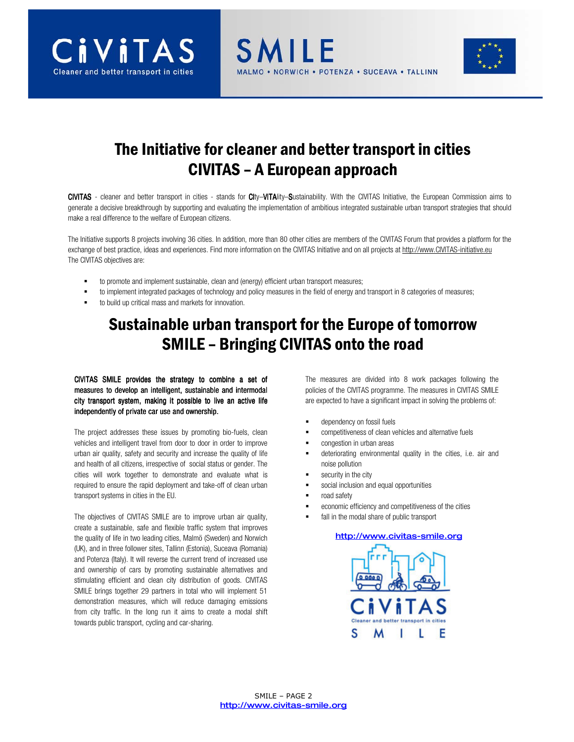# The Initiative for cleaner and better transport in cities
# CIVITAS – A European approach

**CIVITAS** - cleaner and better transport in cities - stands for **CI**ty–**VITA**lity–**S**ustainability. With the CIVITAS Initiative, the European Commission aims to generate a decisive breakthrough by supporting and evaluating the implementation of ambitious integrated sustainable urban transport strategies that should make a real difference to the welfare of European citizens.

The Initiative supports 8 projects involving 36 cities. In addition, more than 80 other cities are members of the CIVITAS Forum that provides a platform for the exchange of best practice, ideas and experiences. Find more information on the CIVITAS Initiative and on all projects at http://www.CIVITAS-initiative.eu
The CIVITAS objectives are:

- to promote and implement sustainable, clean and (energy) efficient urban transport measures;
- to implement integrated packages of technology and policy measures in the field of energy and transport in 8 categories of measures;
- to build up critical mass and markets for innovation.

# Sustainable urban transport for the Europe of tomorrow
# SMILE – Bringing CIVITAS onto the road

**CIVITAS SMILE provides the strategy to combine a set of measures to develop an intelligent, sustainable and intermodal city transport system, making it possible to live an active life independently of private car use and ownership.**

The project addresses these issues by promoting bio-fuels, clean vehicles and intelligent travel from door to door in order to improve urban air quality, safety and security and increase the quality of life and health of all citizens, irrespective of social status or gender. The cities will work together to demonstrate and evaluate what is required to ensure the rapid deployment and take-off of clean urban transport systems in cities in the EU.

The objectives of CIVITAS SMILE are to improve urban air quality, create a sustainable, safe and flexible traffic system that improves the quality of life in two leading cities, Malmö (Sweden) and Norwich (UK), and in three follower sites, Tallinn (Estonia), Suceava (Romania) and Potenza (Italy). It will reverse the current trend of increased use and ownership of cars by promoting sustainable alternatives and stimulating efficient and clean city distribution of goods. CIVITAS SMILE brings together 29 partners in total who will implement 51 demonstration measures, which will reduce damaging emissions from city traffic. In the long run it aims to create a modal shift towards public transport, cycling and car-sharing.

The measures are divided into 8 work packages following the policies of the CIVITAS programme. The measures in CIVITAS SMILE are expected to have a significant impact in solving the problems of:

- dependency on fossil fuels
- competitiveness of clean vehicles and alternative fuels
- congestion in urban areas
- deteriorating environmental quality in the cities, i.e. air and noise pollution
- security in the city
- social inclusion and equal opportunities
- road safety
- economic efficiency and competitiveness of the cities
- fall in the modal share of public transport

http://www.civitas-smile.org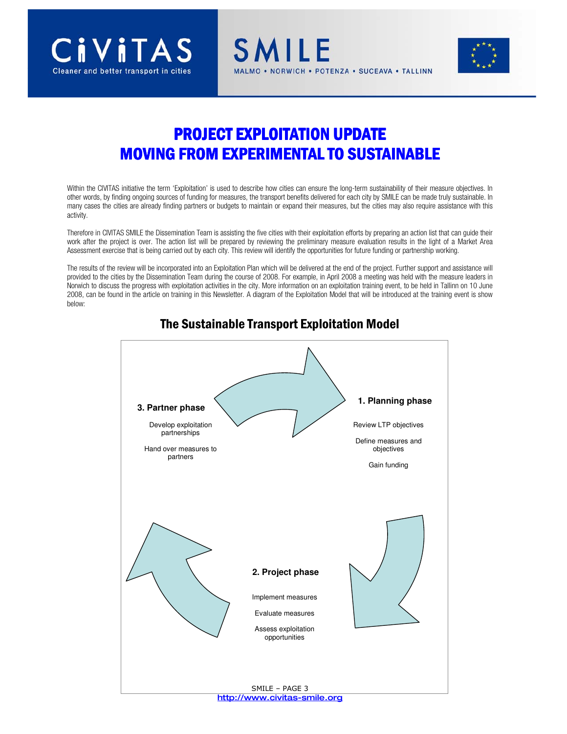# PROJECT EXPLOITATION UPDATE
# MOVING FROM EXPERIMENTAL TO SUSTAINABLE

Within the CIVITAS initiative the term 'Exploitation' is used to describe how cities can ensure the long-term sustainability of their measure objectives. In other words, by finding ongoing sources of funding for measures, the transport benefits delivered for each city by SMILE can be made truly sustainable. In many cases the cities are already finding partners or budgets to maintain or expand their measures, but the cities may also require assistance with this activity.

Therefore in CIVITAS SMILE the Dissemination Team is assisting the five cities with their exploitation efforts by preparing an action list that can guide their work after the project is over. The action list will be prepared by reviewing the preliminary measure evaluation results in the light of a Market Area Assessment exercise that is being carried out by each city. This review will identify the opportunities for future funding or partnership working.

The results of the review will be incorporated into an Exploitation Plan which will be delivered at the end of the project. Further support and assistance will provided to the cities by the Dissemination Team during the course of 2008. For example, in April 2008 a meeting was held with the measure leaders in Norwich to discuss the progress with exploitation activities in the city. More information on an exploitation training event, to be held in Tallinn on 10 June 2008, can be found in the article on training in this Newsletter. A diagram of the Exploitation Model that will be introduced at the training event is show below:

## The Sustainable Transport Exploitation Model

**1. Planning phase**

Review LTP objectives

Define measures and objectives

Gain funding

**2. Project phase**

Implement measures

Evaluate measures

Assess exploitation opportunities

**3. Partner phase**

Develop exploitation partnerships

Hand over measures to partners

http://www.civitas-smile.org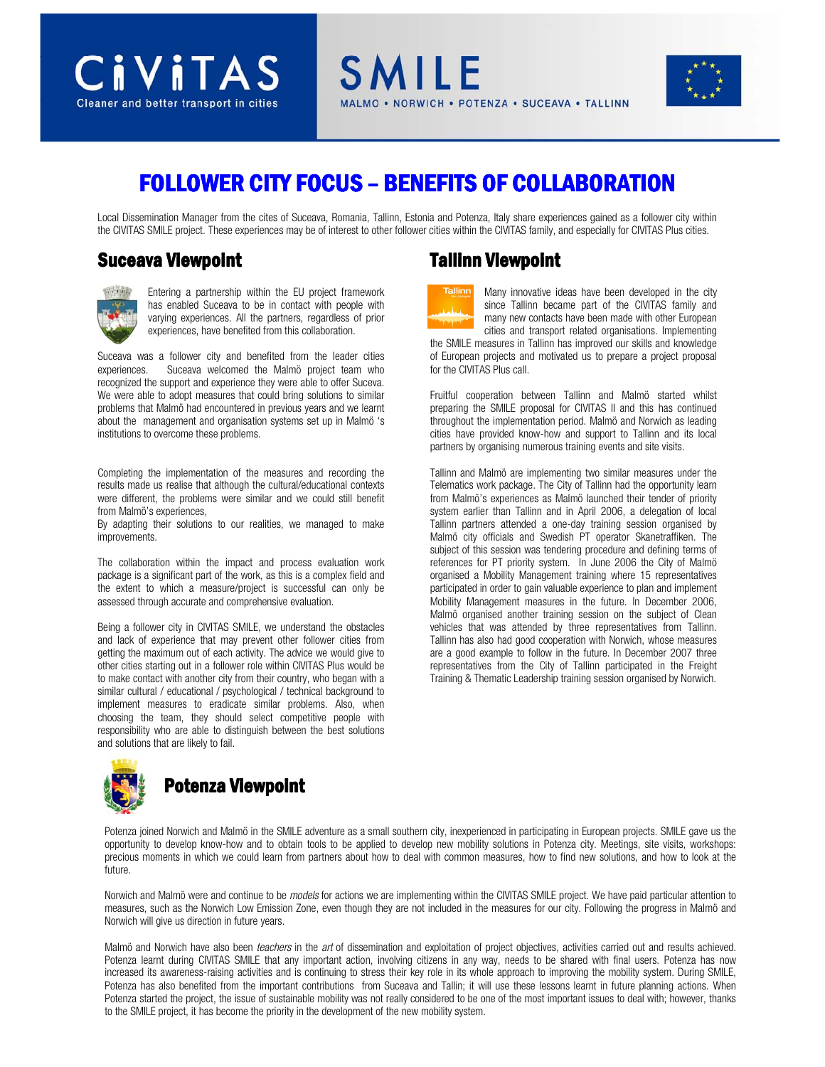# FOLLOWER CITY FOCUS – BENEFITS OF COLLABORATION

Local Dissemination Manager from the cites of Suceava, Romania, Tallinn, Estonia and Potenza, Italy share experiences gained as a follower city within the CIVITAS SMILE project. These experiences may be of interest to other follower cities within the CIVITAS family, and especially for CIVITAS Plus cities.

## Suceava Viewpoint

Entering a partnership within the EU project framework has enabled Suceava to be in contact with people with varying experiences. All the partners, regardless of prior experiences, have benefited from this collaboration.

Suceava was a follower city and benefited from the leader cities experiences. Suceava welcomed the Malmö project team who recognized the support and experience they were able to offer Suceva. We were able to adopt measures that could bring solutions to similar problems that Malmö had encountered in previous years and we learnt about the management and organisation systems set up in Malmö 's institutions to overcome these problems.

Completing the implementation of the measures and recording the results made us realise that although the cultural/educational contexts were different, the problems were similar and we could still benefit from Malmö's experiences,
By adapting their solutions to our realities, we managed to make improvements.

The collaboration within the impact and process evaluation work package is a significant part of the work, as this is a complex field and the extent to which a measure/project is successful can only be assessed through accurate and comprehensive evaluation.

Being a follower city in CIVITAS SMILE, we understand the obstacles and lack of experience that may prevent other follower cities from getting the maximum out of each activity. The advice we would give to other cities starting out in a follower role within CIVITAS Plus would be to make contact with another city from their country, who began with a similar cultural / educational / psychological / technical background to implement measures to eradicate similar problems. Also, when choosing the team, they should select competitive people with responsibility who are able to distinguish between the best solutions and solutions that are likely to fail.

## Tallinn Viewpoint

Many innovative ideas have been developed in the city since Tallinn became part of the CIVITAS family and many new contacts have been made with other European cities and transport related organisations. Implementing the SMILE measures in Tallinn has improved our skills and knowledge of European projects and motivated us to prepare a project proposal for the CIVITAS Plus call.

Fruitful cooperation between Tallinn and Malmö started whilst preparing the SMILE proposal for CIVITAS II and this has continued throughout the implementation period. Malmö and Norwich as leading cities have provided know-how and support to Tallinn and its local partners by organising numerous training events and site visits.

Tallinn and Malmö are implementing two similar measures under the Telematics work package. The City of Tallinn had the opportunity learn from Malmö's experiences as Malmö launched their tender of priority system earlier than Tallinn and in April 2006, a delegation of local Tallinn partners attended a one-day training session organised by Malmö city officials and Swedish PT operator Skanetraffiken. The subject of this session was tendering procedure and defining terms of references for PT priority system. In June 2006 the City of Malmö organised a Mobility Management training where 15 representatives participated in order to gain valuable experience to plan and implement Mobility Management measures in the future. In December 2006, Malmö organised another training session on the subject of Clean vehicles that was attended by three representatives from Tallinn. Tallinn has also had good cooperation with Norwich, whose measures are a good example to follow in the future. In December 2007 three representatives from the City of Tallinn participated in the Freight Training & Thematic Leadership training session organised by Norwich.

## Potenza Viewpoint

Potenza joined Norwich and Malmö in the SMILE adventure as a small southern city, inexperienced in participating in European projects. SMILE gave us the opportunity to develop know-how and to obtain tools to be applied to develop new mobility solutions in Potenza city. Meetings, site visits, workshops: precious moments in which we could learn from partners about how to deal with common measures, how to find new solutions, and how to look at the future.

Norwich and Malmö were and continue to be *models* for actions we are implementing within the CIVITAS SMILE project. We have paid particular attention to measures, such as the Norwich Low Emission Zone, even though they are not included in the measures for our city. Following the progress in Malmö and Norwich will give us direction in future years.

Malmö and Norwich have also been *teachers* in the *art* of dissemination and exploitation of project objectives, activities carried out and results achieved. Potenza learnt during CIVITAS SMILE that any important action, involving citizens in any way, needs to be shared with final users. Potenza has now increased its awareness-raising activities and is continuing to stress their key role in its whole approach to improving the mobility system. During SMILE, Potenza has also benefited from the important contributions from Suceava and Tallin; it will use these lessons learnt in future planning actions. When Potenza started the project, the issue of sustainable mobility was not really considered to be one of the most important issues to deal with; however, thanks to the SMILE project, it has become the priority in the development of the new mobility system.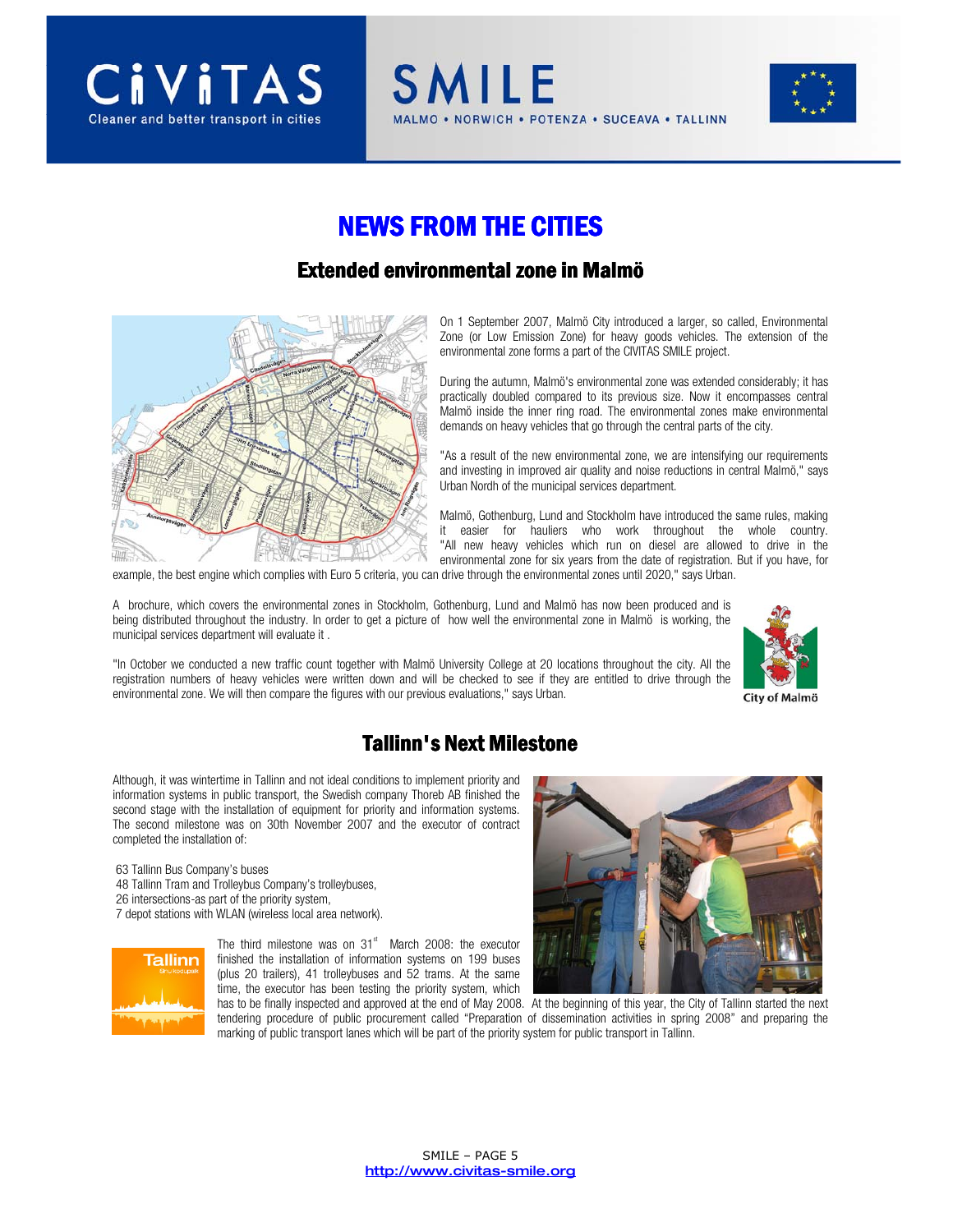# NEWS FROM THE CITIES

## Extended environmental zone in Malmö

On 1 September 2007, Malmö City introduced a larger, so called, Environmental Zone (or Low Emission Zone) for heavy goods vehicles. The extension of the environmental zone forms a part of the CIVITAS SMILE project.

During the autumn, Malmö's environmental zone was extended considerably; it has practically doubled compared to its previous size. Now it encompasses central Malmö inside the inner ring road. The environmental zones make environmental demands on heavy vehicles that go through the central parts of the city.

"As a result of the new environmental zone, we are intensifying our requirements and investing in improved air quality and noise reductions in central Malmö," says Urban Nordh of the municipal services department.

Malmö, Gothenburg, Lund and Stockholm have introduced the same rules, making it easier for hauliers who work throughout the whole country. "All new heavy vehicles which run on diesel are allowed to drive in the environmental zone for six years from the date of registration. But if you have, for example, the best engine which complies with Euro 5 criteria, you can drive through the environmental zones until 2020," says Urban.

A brochure, which covers the environmental zones in Stockholm, Gothenburg, Lund and Malmö has now been produced and is being distributed throughout the industry. In order to get a picture of how well the environmental zone in Malmö is working, the municipal services department will evaluate it .

"In October we conducted a new traffic count together with Malmö University College at 20 locations throughout the city. All the registration numbers of heavy vehicles were written down and will be checked to see if they are entitled to drive through the environmental zone. We will then compare the figures with our previous evaluations," says Urban.

City of Malmö

## Tallinn's Next Milestone

Although, it was wintertime in Tallinn and not ideal conditions to implement priority and information systems in public transport, the Swedish company Thoreb AB finished the second stage with the installation of equipment for priority and information systems. The second milestone was on 30th November 2007 and the executor of contract completed the installation of:

63 Tallinn Bus Company's buses
48 Tallinn Tram and Trolleybus Company's trolleybuses,
26 intersections-as part of the priority system,
7 depot stations with WLAN (wireless local area network).

The third milestone was on 31st March 2008: the executor finished the installation of information systems on 199 buses (plus 20 trailers), 41 trolleybuses and 52 trams. At the same time, the executor has been testing the priority system, which has to be finally inspected and approved at the end of May 2008. At the beginning of this year, the City of Tallinn started the next tendering procedure of public procurement called "Preparation of dissemination activities in spring 2008" and preparing the marking of public transport lanes which will be part of the priority system for public transport in Tallinn.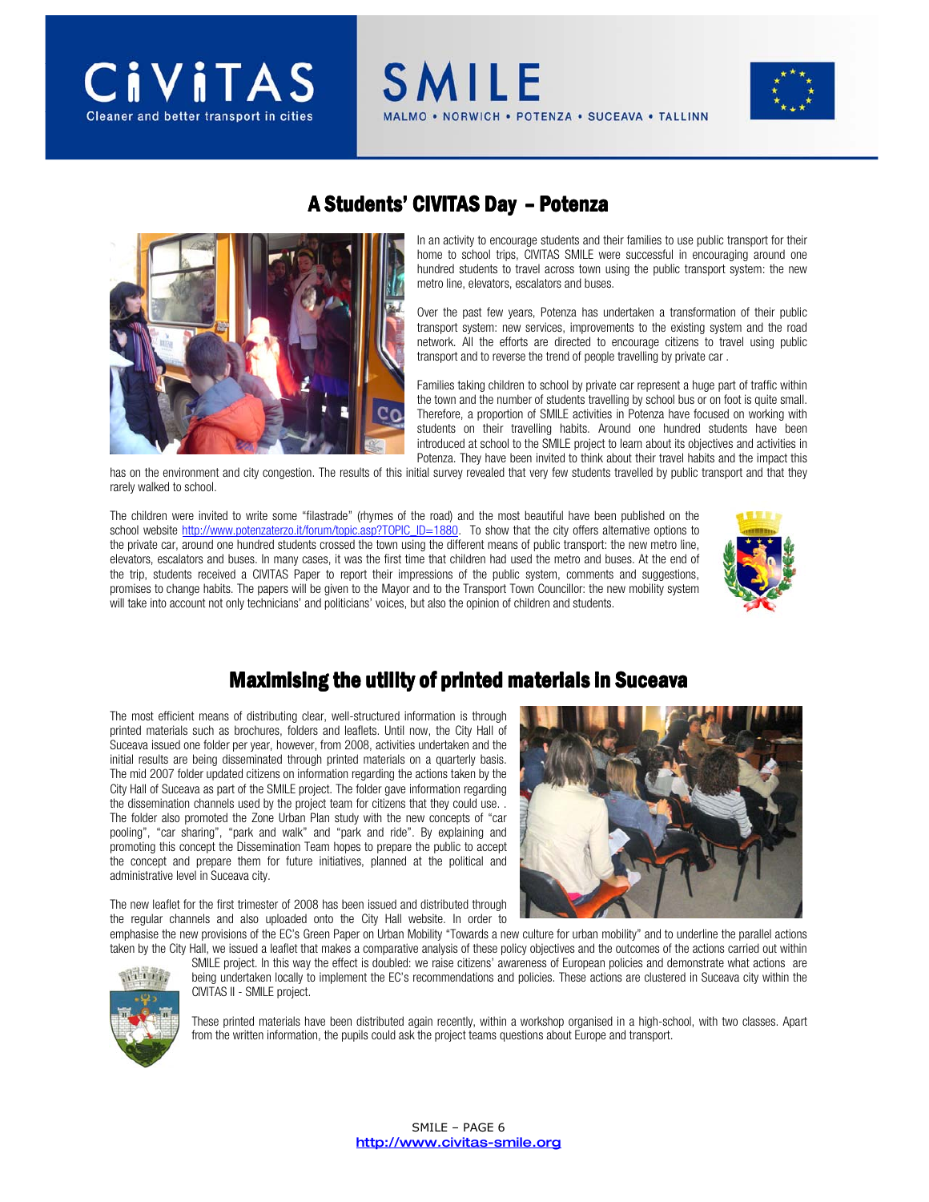## A Students' CIVITAS Day – Potenza

In an activity to encourage students and their families to use public transport for their home to school trips, CIVITAS SMILE were successful in encouraging around one hundred students to travel across town using the public transport system: the new metro line, elevators, escalators and buses.

Over the past few years, Potenza has undertaken a transformation of their public transport system: new services, improvements to the existing system and the road network. All the efforts are directed to encourage citizens to travel using public transport and to reverse the trend of people travelling by private car .

Families taking children to school by private car represent a huge part of traffic within the town and the number of students travelling by school bus or on foot is quite small. Therefore, a proportion of SMILE activities in Potenza have focused on working with students on their travelling habits. Around one hundred students have been introduced at school to the SMILE project to learn about its objectives and activities in Potenza. They have been invited to think about their travel habits and the impact this has on the environment and city congestion. The results of this initial survey revealed that very few students travelled by public transport and that they rarely walked to school.

The children were invited to write some "filastrade" (rhymes of the road) and the most beautiful have been published on the school website http://www.potenzaterzo.it/forum/topic.asp?TOPIC_ID=1880. To show that the city offers alternative options to the private car, around one hundred students crossed the town using the different means of public transport: the new metro line, elevators, escalators and buses. In many cases, it was the first time that children had used the metro and buses. At the end of the trip, students received a CIVITAS Paper to report their impressions of the public system, comments and suggestions, promises to change habits. The papers will be given to the Mayor and to the Transport Town Councillor: the new mobility system will take into account not only technicians' and politicians' voices, but also the opinion of children and students.

## Maximising the utility of printed materials in Suceava

The most efficient means of distributing clear, well-structured information is through printed materials such as brochures, folders and leaflets. Until now, the City Hall of Suceava issued one folder per year, however, from 2008, activities undertaken and the initial results are being disseminated through printed materials on a quarterly basis. The mid 2007 folder updated citizens on information regarding the actions taken by the City Hall of Suceava as part of the SMILE project. The folder gave information regarding the dissemination channels used by the project team for citizens that they could use. . The folder also promoted the Zone Urban Plan study with the new concepts of "car pooling", "car sharing", "park and walk" and "park and ride". By explaining and promoting this concept the Dissemination Team hopes to prepare the public to accept the concept and prepare them for future initiatives, planned at the political and administrative level in Suceava city.

The new leaflet for the first trimester of 2008 has been issued and distributed through the regular channels and also uploaded onto the City Hall website. In order to emphasise the new provisions of the EC's Green Paper on Urban Mobility "Towards a new culture for urban mobility" and to underline the parallel actions taken by the City Hall, we issued a leaflet that makes a comparative analysis of these policy objectives and the outcomes of the actions carried out within SMILE project. In this way the effect is doubled: we raise citizens' awareness of European policies and demonstrate what actions are being undertaken locally to implement the EC's recommendations and policies. These actions are clustered in Suceava city within the CIVITAS II - SMILE project.

These printed materials have been distributed again recently, within a workshop organised in a high-school, with two classes. Apart from the written information, the pupils could ask the project teams questions about Europe and transport.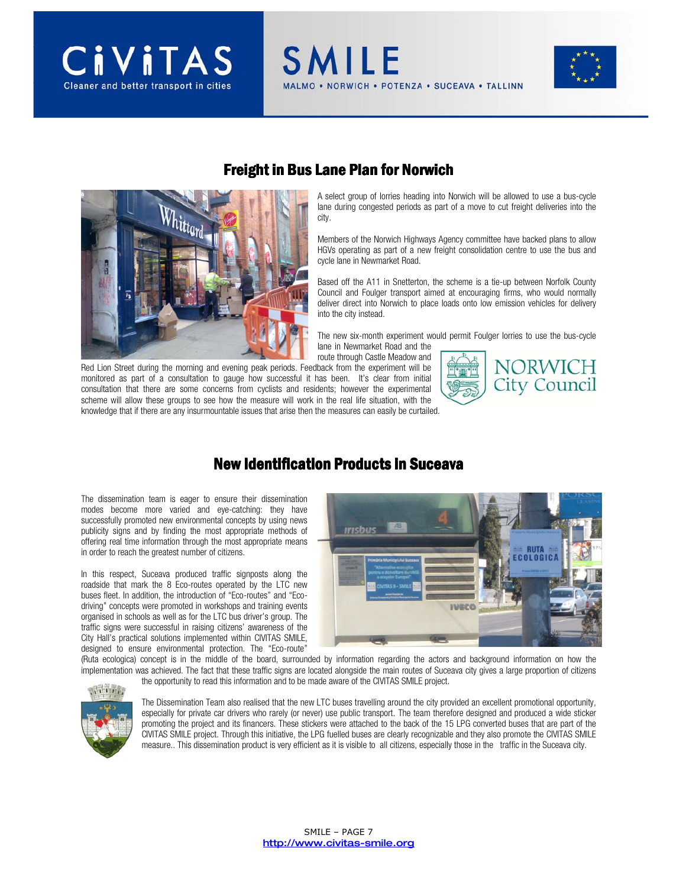## Freight in Bus Lane Plan for Norwich

A select group of lorries heading into Norwich will be allowed to use a bus-cycle lane during congested periods as part of a move to cut freight deliveries into the city.

Members of the Norwich Highways Agency committee have backed plans to allow HGVs operating as part of a new freight consolidation centre to use the bus and cycle lane in Newmarket Road.

Based off the A11 in Snetterton, the scheme is a tie-up between Norfolk County Council and Foulger transport aimed at encouraging firms, who would normally deliver direct into Norwich to place loads onto low emission vehicles for delivery into the city instead.

The new six-month experiment would permit Foulger lorries to use the bus-cycle lane in Newmarket Road and the route through Castle Meadow and Red Lion Street during the morning and evening peak periods. Feedback from the experiment will be monitored as part of a consultation to gauge how successful it has been. It's clear from initial consultation that there are some concerns from cyclists and residents; however the experimental scheme will allow these groups to see how the measure will work in the real life situation, with the knowledge that if there are any insurmountable issues that arise then the measures can easily be curtailed.

## New Identification Products in Suceava

The dissemination team is eager to ensure their dissemination modes become more varied and eye-catching: they have successfully promoted new environmental concepts by using news publicity signs and by finding the most appropriate methods of offering real time information through the most appropriate means in order to reach the greatest number of citizens.

In this respect, Suceava produced traffic signposts along the roadside that mark the 8 Eco-routes operated by the LTC new buses fleet. In addition, the introduction of "Eco-routes" and "Eco-driving" concepts were promoted in workshops and training events organised in schools as well as for the LTC bus driver's group. The traffic signs were successful in raising citizens' awareness of the City Hall's practical solutions implemented within CIVITAS SMILE, designed to ensure environmental protection. The "Eco-route" (Ruta ecologica) concept is in the middle of the board, surrounded by information regarding the actors and background information on how the implementation was achieved. The fact that these traffic signs are located alongside the main routes of Suceava city gives a large proportion of citizens the opportunity to read this information and to be made aware of the CIVITAS SMILE project.

The Dissemination Team also realised that the new LTC buses travelling around the city provided an excellent promotional opportunity, especially for private car drivers who rarely (or never) use public transport. The team therefore designed and produced a wide sticker promoting the project and its financers. These stickers were attached to the back of the 15 LPG converted buses that are part of the CIVITAS SMILE project. Through this initiative, the LPG fuelled buses are clearly recognizable and they also promote the CIVITAS SMILE measure.. This dissemination product is very efficient as it is visible to all citizens, especially those in the traffic in the Suceava city.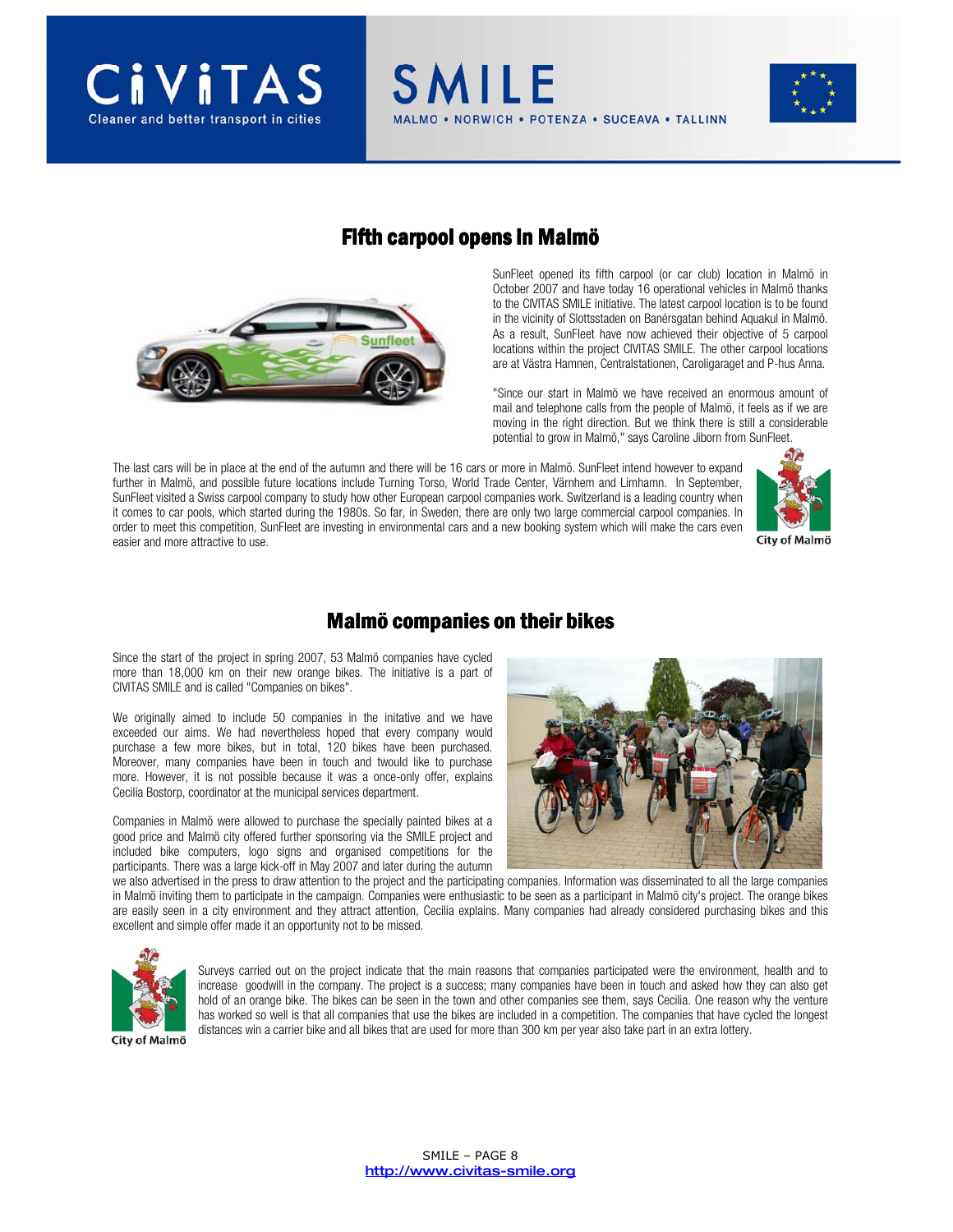## Fifth carpool opens in Malmö

SunFleet opened its fifth carpool (or car club) location in Malmö in October 2007 and have today 16 operational vehicles in Malmö thanks to the CIVITAS SMILE initiative. The latest carpool location is to be found in the vicinity of Slottsstaden on Banérsgatan behind Aquakul in Malmö. As a result, SunFleet have now achieved their objective of 5 carpool locations within the project CIVITAS SMILE. The other carpool locations are at Västra Hamnen, Centralstationen, Caroligaraget and P-hus Anna.

"Since our start in Malmö we have received an enormous amount of mail and telephone calls from the people of Malmö, it feels as if we are moving in the right direction. But we think there is still a considerable potential to grow in Malmö," says Caroline Jiborn from SunFleet.

The last cars will be in place at the end of the autumn and there will be 16 cars or more in Malmö. SunFleet intend however to expand further in Malmö, and possible future locations include Turning Torso, World Trade Center, Värnhem and Limhamn. In September, SunFleet visited a Swiss carpool company to study how other European carpool companies work. Switzerland is a leading country when it comes to car pools, which started during the 1980s. So far, in Sweden, there are only two large commercial carpool companies. In order to meet this competition, SunFleet are investing in environmental cars and a new booking system which will make the cars even easier and more attractive to use.

## Malmö companies on their bikes

Since the start of the project in spring 2007, 53 Malmö companies have cycled more than 18,000 km on their new orange bikes. The initiative is a part of CIVITAS SMILE and is called "Companies on bikes".

We originally aimed to include 50 companies in the initative and we have exceeded our aims. We had nevertheless hoped that every company would purchase a few more bikes, but in total, 120 bikes have been purchased. Moreover, many companies have been in touch and twould like to purchase more. However, it is not possible because it was a once-only offer, explains Cecilia Bostorp, coordinator at the municipal services department.

Companies in Malmö were allowed to purchase the specially painted bikes at a good price and Malmö city offered further sponsoring via the SMILE project and included bike computers, logo signs and organised competitions for the participants. There was a large kick-off in May 2007 and later during the autumn we also advertised in the press to draw attention to the project and the participating companies. Information was disseminated to all the large companies in Malmö inviting them to participate in the campaign. Companies were enthusiastic to be seen as a participant in Malmö city's project. The orange bikes are easily seen in a city environment and they attract attention, Cecilia explains. Many companies had already considered purchasing bikes and this excellent and simple offer made it an opportunity not to be missed.

Surveys carried out on the project indicate that the main reasons that companies participated were the environment, health and to increase goodwill in the company. The project is a success; many companies have been in touch and asked how they can also get hold of an orange bike. The bikes can be seen in the town and other companies see them, says Cecilia. One reason why the venture has worked so well is that all companies that use the bikes are included in a competition. The companies that have cycled the longest distances win a carrier bike and all bikes that are used for more than 300 km per year also take part in an extra lottery.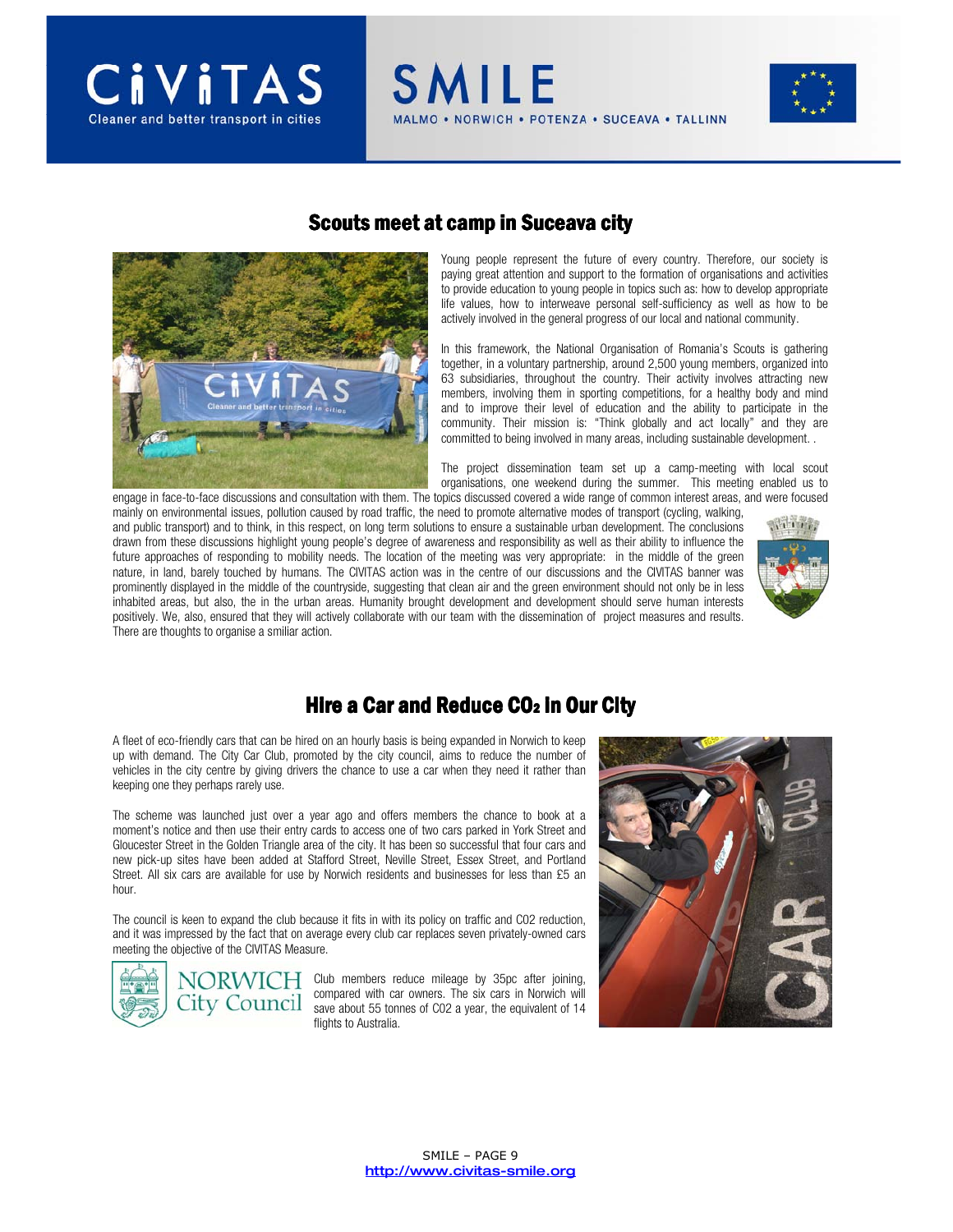## Scouts meet at camp in Suceava city

Young people represent the future of every country. Therefore, our society is paying great attention and support to the formation of organisations and activities to provide education to young people in topics such as: how to develop appropriate life values, how to interweave personal self-sufficiency as well as how to be actively involved in the general progress of our local and national community.

In this framework, the National Organisation of Romania's Scouts is gathering together, in a voluntary partnership, around 2,500 young members, organized into 63 subsidiaries, throughout the country. Their activity involves attracting new members, involving them in sporting competitions, for a healthy body and mind and to improve their level of education and the ability to participate in the community. Their mission is: "Think globally and act locally" and they are committed to being involved in many areas, including sustainable development. .

The project dissemination team set up a camp-meeting with local scout organisations, one weekend during the summer. This meeting enabled us to engage in face-to-face discussions and consultation with them. The topics discussed covered a wide range of common interest areas, and were focused mainly on environmental issues, pollution caused by road traffic, the need to promote alternative modes of transport (cycling, walking, and public transport) and to think, in this respect, on long term solutions to ensure a sustainable urban development. The conclusions drawn from these discussions highlight young people's degree of awareness and responsibility as well as their ability to influence the future approaches of responding to mobility needs. The location of the meeting was very appropriate: in the middle of the green nature, in land, barely touched by humans. The CIVITAS action was in the centre of our discussions and the CIVITAS banner was prominently displayed in the middle of the countryside, suggesting that clean air and the green environment should not only be in less inhabited areas, but also, the in the urban areas. Humanity brought development and development should serve human interests positively. We, also, ensured that they will actively collaborate with our team with the dissemination of project measures and results. There are thoughts to organise a smiliar action.

## Hire a Car and Reduce $CO_2$ in Our City

A fleet of eco-friendly cars that can be hired on an hourly basis is being expanded in Norwich to keep up with demand. The City Car Club, promoted by the city council, aims to reduce the number of vehicles in the city centre by giving drivers the chance to use a car when they need it rather than keeping one they perhaps rarely use.

The scheme was launched just over a year ago and offers members the chance to book at a moment's notice and then use their entry cards to access one of two cars parked in York Street and Gloucester Street in the Golden Triangle area of the city. It has been so successful that four cars and new pick-up sites have been added at Stafford Street, Neville Street, Essex Street, and Portland Street. All six cars are available for use by Norwich residents and businesses for less than £5 an hour.

The council is keen to expand the club because it fits in with its policy on traffic and $CO2$ reduction, and it was impressed by the fact that on average every club car replaces seven privately-owned cars meeting the objective of the CIVITAS Measure.

Club members reduce mileage by 35pc after joining, compared with car owners. The six cars in Norwich will save about 55 tonnes of $CO2$ a year, the equivalent of 14 flights to Australia.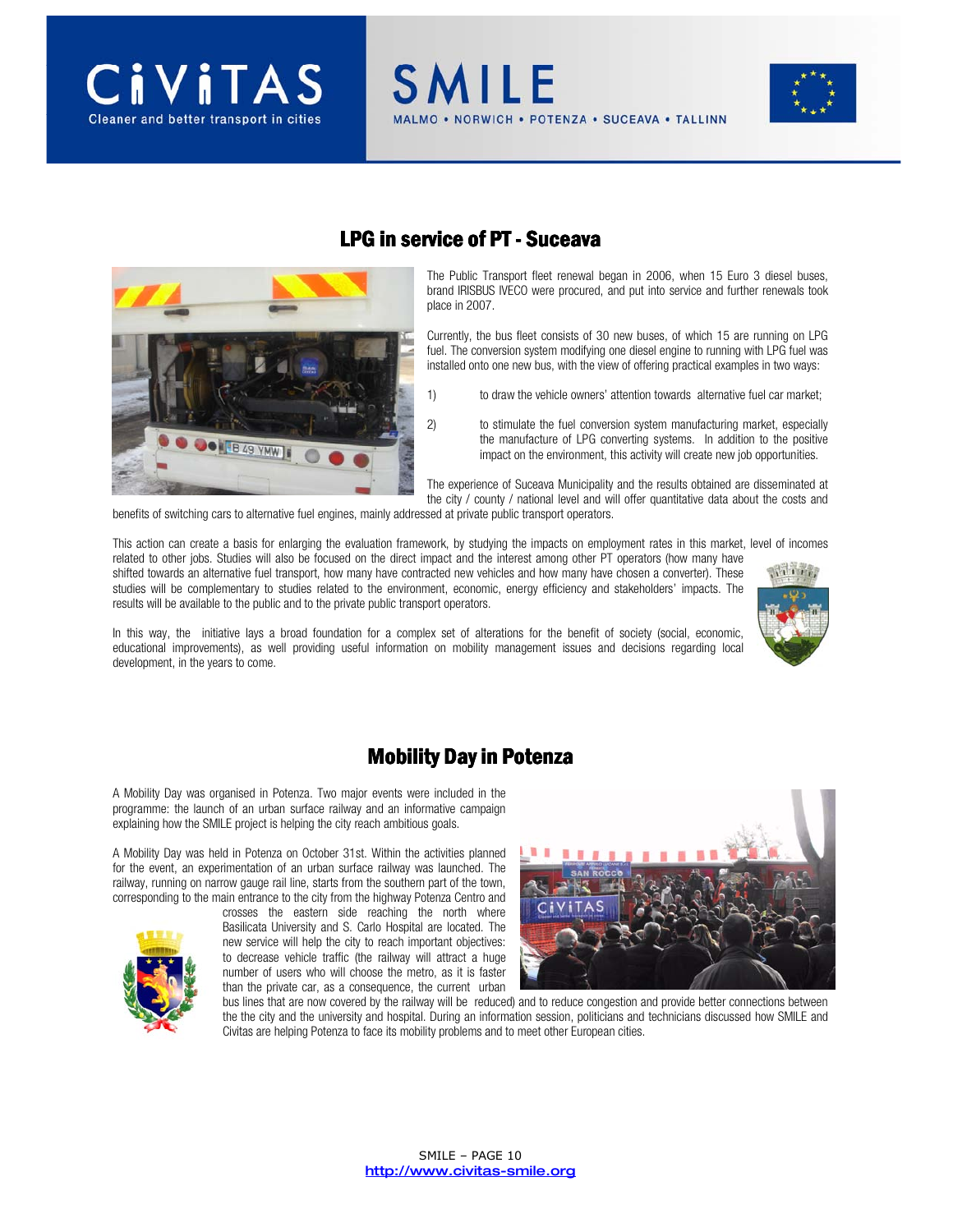## LPG in service of PT - Suceava

The Public Transport fleet renewal began in 2006, when 15 Euro 3 diesel buses, brand IRISBUS IVECO were procured, and put into service and further renewals took place in 2007.

Currently, the bus fleet consists of 30 new buses, of which 15 are running on LPG fuel. The conversion system modifying one diesel engine to running with LPG fuel was installed onto one new bus, with the view of offering practical examples in two ways:

1) to draw the vehicle owners' attention towards alternative fuel car market;

2) to stimulate the fuel conversion system manufacturing market, especially the manufacture of LPG converting systems. In addition to the positive impact on the environment, this activity will create new job opportunities.

The experience of Suceava Municipality and the results obtained are disseminated at the city / county / national level and will offer quantitative data about the costs and benefits of switching cars to alternative fuel engines, mainly addressed at private public transport operators.

This action can create a basis for enlarging the evaluation framework, by studying the impacts on employment rates in this market, level of incomes related to other jobs. Studies will also be focused on the direct impact and the interest among other PT operators (how many have shifted towards an alternative fuel transport, how many have contracted new vehicles and how many have chosen a converter). These studies will be complementary to studies related to the environment, economic, energy efficiency and stakeholders' impacts. The results will be available to the public and to the private public transport operators.

In this way, the initiative lays a broad foundation for a complex set of alterations for the benefit of society (social, economic, educational improvements), as well providing useful information on mobility management issues and decisions regarding local development, in the years to come.

## Mobility Day in Potenza

A Mobility Day was organised in Potenza. Two major events were included in the programme: the launch of an urban surface railway and an informative campaign explaining how the SMILE project is helping the city reach ambitious goals.

A Mobility Day was held in Potenza on October 31st. Within the activities planned for the event, an experimentation of an urban surface railway was launched. The railway, running on narrow gauge rail line, starts from the southern part of the town, corresponding to the main entrance to the city from the highway Potenza Centro and crosses the eastern side reaching the north where Basilicata University and S. Carlo Hospital are located. The new service will help the city to reach important objectives: to decrease vehicle traffic (the railway will attract a huge number of users who will choose the metro, as it is faster than the private car, as a consequence, the current urban bus lines that are now covered by the railway will be reduced) and to reduce congestion and provide better connections between the the city and the university and hospital. During an information session, politicians and technicians discussed how SMILE and Civitas are helping Potenza to face its mobility problems and to meet other European cities.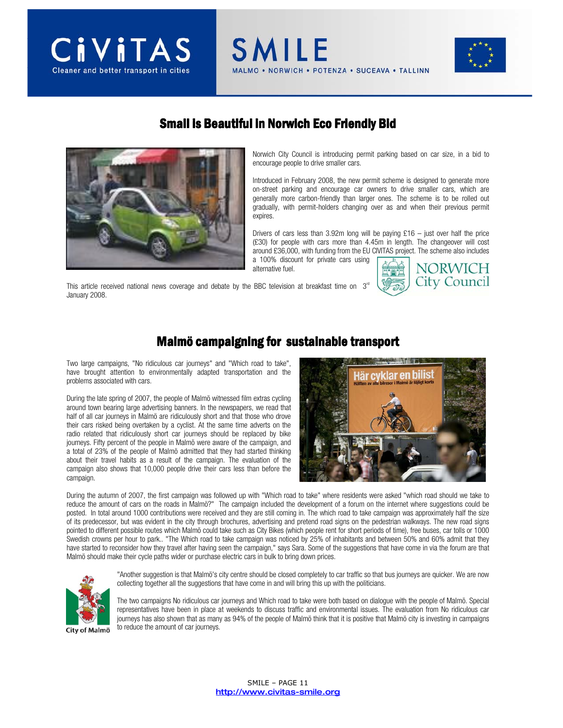## Small is Beautiful in Norwich Eco Friendly Bid

Norwich City Council is introducing permit parking based on car size, in a bid to encourage people to drive smaller cars.

Introduced in February 2008, the new permit scheme is designed to generate more on-street parking and encourage car owners to drive smaller cars, which are generally more carbon-friendly than larger ones. The scheme is to be rolled out gradually, with permit-holders changing over as and when their previous permit expires.

Drivers of cars less than 3.92m long will be paying £16 – just over half the price (£30) for people with cars more than 4.45m in length. The changeover will cost around £36,000, with funding from the EU CIVITAS project. The scheme also includes a 100% discount for private cars using alternative fuel.

This article received national news coverage and debate by the BBC television at breakfast time on 3rd January 2008.

## Malmö campaigning for sustainable transport

Two large campaigns, "No ridiculous car journeys" and "Which road to take", have brought attention to environmentally adapted transportation and the problems associated with cars.

During the late spring of 2007, the people of Malmö witnessed film extras cycling around town bearing large advertising banners. In the newspapers, we read that half of all car journeys in Malmö are ridiculously short and that those who drove their cars risked being overtaken by a cyclist. At the same time adverts on the radio related that ridiculously short car journeys should be replaced by bike journeys. Fifty percent of the people in Malmö were aware of the campaign, and a total of 23% of the people of Malmö admitted that they had started thinking about their travel habits as a result of the campaign. The evaluation of the campaign also shows that 10,000 people drive their cars less than before the campaign.

During the autumn of 2007, the first campaign was followed up with "Which road to take" where residents were asked "which road should we take to reduce the amount of cars on the roads in Malmö?" The campaign included the development of a forum on the internet where suggestions could be posted. In total around 1000 contributions were received and they are still coming in. The which road to take campaign was approximately half the size of its predecessor, but was evident in the city through brochures, advertising and pretend road signs on the pedestrian walkways. The new road signs pointed to different possible routes which Malmö could take such as City Bikes (which people rent for short periods of time), free buses, car tolls or 1000 Swedish crowns per hour to park.. "The Which road to take campaign was noticed by 25% of inhabitants and between 50% and 60% admit that they have started to reconsider how they travel after having seen the campaign," says Sara. Some of the suggestions that have come in via the forum are that Malmö should make their cycle paths wider or purchase electric cars in bulk to bring down prices.

"Another suggestion is that Malmö's city centre should be closed completely to car traffic so that bus journeys are quicker. We are now collecting together all the suggestions that have come in and will bring this up with the politicians.

The two campaigns No ridiculous car journeys and Which road to take were both based on dialogue with the people of Malmö. Special representatives have been in place at weekends to discuss traffic and environmental issues. The evaluation from No ridiculous car journeys has also shown that as many as 94% of the people of Malmö think that it is positive that Malmö city is investing in campaigns to reduce the amount of car journeys.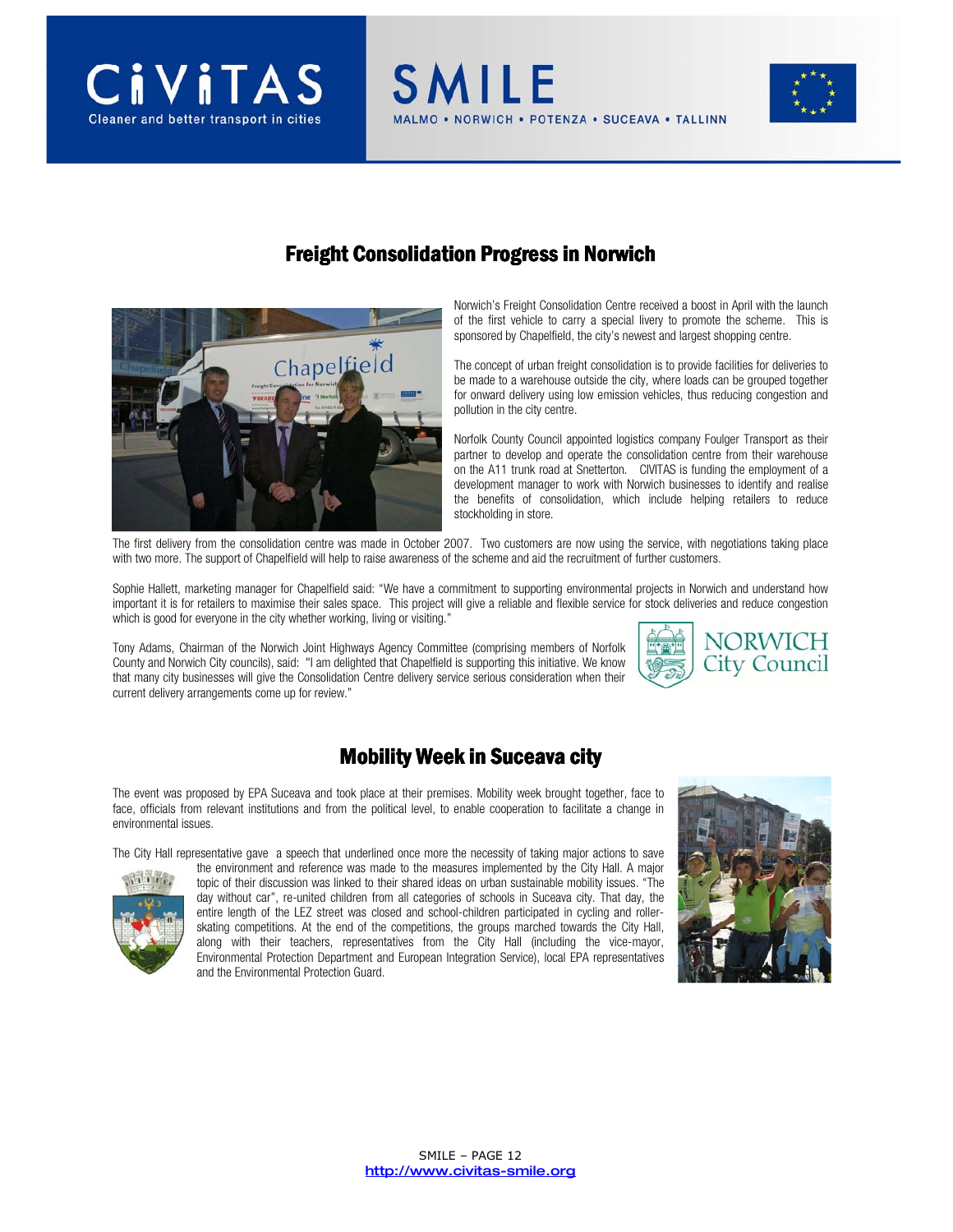## Freight Consolidation Progress in Norwich

Norwich's Freight Consolidation Centre received a boost in April with the launch of the first vehicle to carry a special livery to promote the scheme. This is sponsored by Chapelfield, the city's newest and largest shopping centre.

The concept of urban freight consolidation is to provide facilities for deliveries to be made to a warehouse outside the city, where loads can be grouped together for onward delivery using low emission vehicles, thus reducing congestion and pollution in the city centre.

Norfolk County Council appointed logistics company Foulger Transport as their partner to develop and operate the consolidation centre from their warehouse on the A11 trunk road at Snetterton. CIVITAS is funding the employment of a development manager to work with Norwich businesses to identify and realise the benefits of consolidation, which include helping retailers to reduce stockholding in store.

The first delivery from the consolidation centre was made in October 2007. Two customers are now using the service, with negotiations taking place with two more. The support of Chapelfield will help to raise awareness of the scheme and aid the recruitment of further customers.

Sophie Hallett, marketing manager for Chapelfield said: "We have a commitment to supporting environmental projects in Norwich and understand how important it is for retailers to maximise their sales space. This project will give a reliable and flexible service for stock deliveries and reduce congestion which is good for everyone in the city whether working, living or visiting."

Tony Adams, Chairman of the Norwich Joint Highways Agency Committee (comprising members of Norfolk County and Norwich City councils), said: "I am delighted that Chapelfield is supporting this initiative. We know that many city businesses will give the Consolidation Centre delivery service serious consideration when their current delivery arrangements come up for review."

## Mobility Week in Suceava city

The event was proposed by EPA Suceava and took place at their premises. Mobility week brought together, face to face, officials from relevant institutions and from the political level, to enable cooperation to facilitate a change in environmental issues.

The City Hall representative gave a speech that underlined once more the necessity of taking major actions to save the environment and reference was made to the measures implemented by the City Hall. A major topic of their discussion was linked to their shared ideas on urban sustainable mobility issues. "The day without car", re-united children from all categories of schools in Suceava city. That day, the entire length of the LEZ street was closed and school-children participated in cycling and roller-skating competitions. At the end of the competitions, the groups marched towards the City Hall, along with their teachers, representatives from the City Hall (including the vice-mayor, Environmental Protection Department and European Integration Service), local EPA representatives and the Environmental Protection Guard.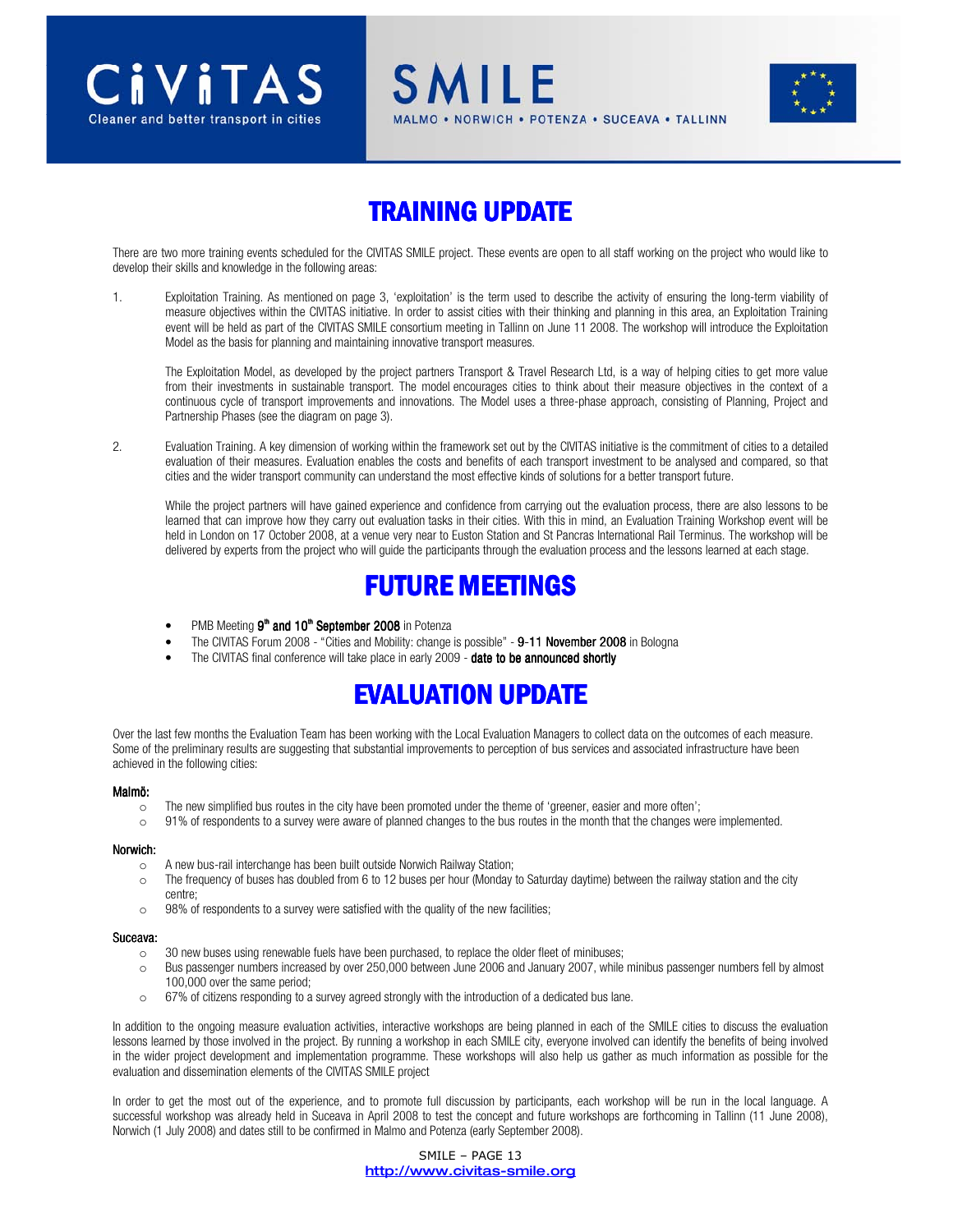# TRAINING UPDATE

There are two more training events scheduled for the CIVITAS SMILE project. These events are open to all staff working on the project who would like to develop their skills and knowledge in the following areas:

1. Exploitation Training. As mentioned on page 3, 'exploitation' is the term used to describe the activity of ensuring the long-term viability of measure objectives within the CIVITAS initiative. In order to assist cities with their thinking and planning in this area, an Exploitation Training event will be held as part of the CIVITAS SMILE consortium meeting in Tallinn on June 11 2008. The workshop will introduce the Exploitation Model as the basis for planning and maintaining innovative transport measures.

   The Exploitation Model, as developed by the project partners Transport & Travel Research Ltd, is a way of helping cities to get more value from their investments in sustainable transport. The model encourages cities to think about their measure objectives in the context of a continuous cycle of transport improvements and innovations. The Model uses a three-phase approach, consisting of Planning, Project and Partnership Phases (see the diagram on page 3).

2. Evaluation Training. A key dimension of working within the framework set out by the CIVITAS initiative is the commitment of cities to a detailed evaluation of their measures. Evaluation enables the costs and benefits of each transport investment to be analysed and compared, so that cities and the wider transport community can understand the most effective kinds of solutions for a better transport future.

   While the project partners will have gained experience and confidence from carrying out the evaluation process, there are also lessons to be learned that can improve how they carry out evaluation tasks in their cities. With this in mind, an Evaluation Training Workshop event will be held in London on 17 October 2008, at a venue very near to Euston Station and St Pancras International Rail Terminus. The workshop will be delivered by experts from the project who will guide the participants through the evaluation process and the lessons learned at each stage.

# FUTURE MEETINGS

- PMB Meeting **9th and 10th September 2008** in Potenza
- The CIVITAS Forum 2008 - "Cities and Mobility: change is possible" - **9-11 November 2008** in Bologna
- The CIVITAS final conference will take place in early 2009 - **date to be announced shortly**

# EVALUATION UPDATE

Over the last few months the Evaluation Team has been working with the Local Evaluation Managers to collect data on the outcomes of each measure. Some of the preliminary results are suggesting that substantial improvements to perception of bus services and associated infrastructure have been achieved in the following cities:

**Malmö:**

- The new simplified bus routes in the city have been promoted under the theme of 'greener, easier and more often';
- 91% of respondents to a survey were aware of planned changes to the bus routes in the month that the changes were implemented.

**Norwich:**

- A new bus-rail interchange has been built outside Norwich Railway Station;
- The frequency of buses has doubled from 6 to 12 buses per hour (Monday to Saturday daytime) between the railway station and the city centre;
- 98% of respondents to a survey were satisfied with the quality of the new facilities;

**Suceava:**

- 30 new buses using renewable fuels have been purchased, to replace the older fleet of minibuses;
- Bus passenger numbers increased by over 250,000 between June 2006 and January 2007, while minibus passenger numbers fell by almost 100,000 over the same period;
- 67% of citizens responding to a survey agreed strongly with the introduction of a dedicated bus lane.

In addition to the ongoing measure evaluation activities, interactive workshops are being planned in each of the SMILE cities to discuss the evaluation lessons learned by those involved in the project. By running a workshop in each SMILE city, everyone involved can identify the benefits of being involved in the wider project development and implementation programme. These workshops will also help us gather as much information as possible for the evaluation and dissemination elements of the CIVITAS SMILE project

In order to get the most out of the experience, and to promote full discussion by participants, each workshop will be run in the local language. A successful workshop was already held in Suceava in April 2008 to test the concept and future workshops are forthcoming in Tallinn (11 June 2008), Norwich (1 July 2008) and dates still to be confirmed in Malmo and Potenza (early September 2008).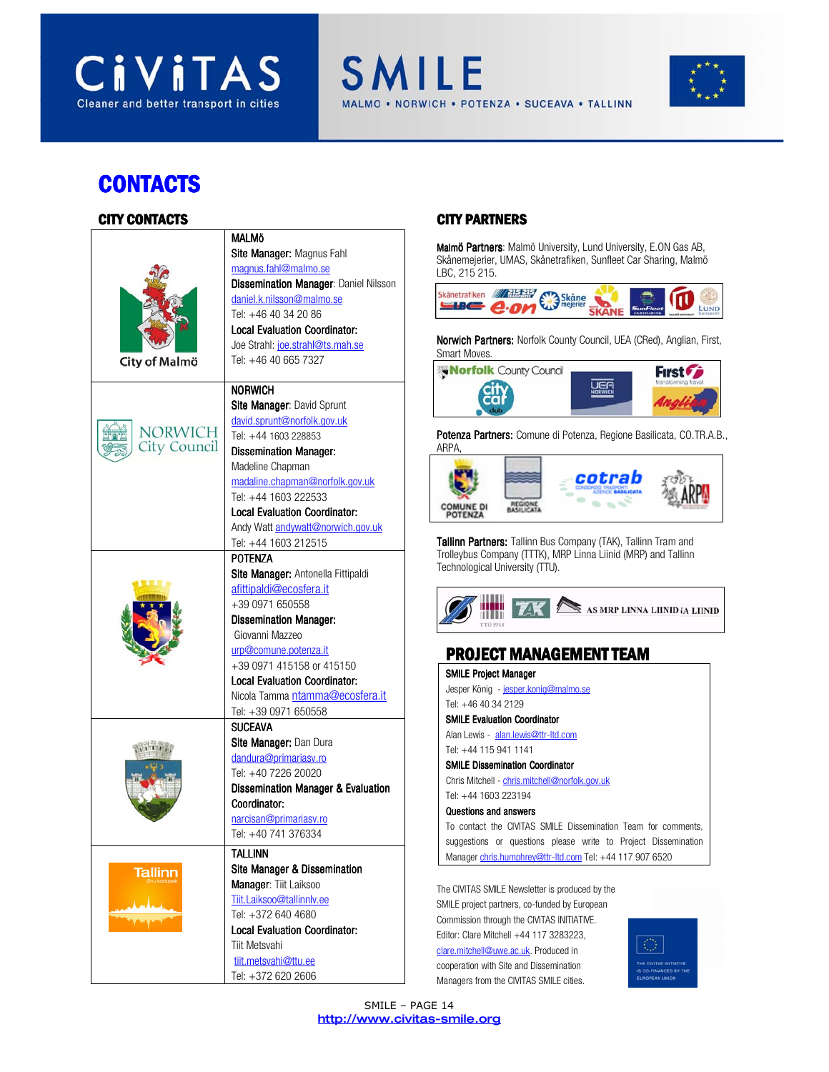# CONTACTS

## CITY CONTACTS

| | |
|---|---|
| City of Malmö | **MALMö**<br>**Site Manager:** Magnus Fahl<br>magnus.fahl@malmo.se<br>**Dissemination Manager**: Daniel Nilsson<br>daniel.k.nilsson@malmo.se<br>Tel: +46 40 34 20 86<br>**Local Evaluation Coordinator:**<br>Joe Strahl: joe.strahl@ts.mah.se<br>Tel: +46 40 665 7327 |
| NORWICH City Council | **NORWICH**<br>**Site Manager**: David Sprunt<br>david.sprunt@norfolk.gov.uk<br>Tel: +44 1603 228853<br>**Dissemination Manager:**<br>Madeline Chapman<br>madaline.chapman@norfolk.gov.uk<br>Tel: +44 1603 222533<br>**Local Evaluation Coordinator:**<br>Andy Watt andywatt@norwich.gov.uk<br>Tel: +44 1603 212515 |
| | **POTENZA**<br>**Site Manager:** Antonella Fittipaldi<br>afittipaldi@ecosfera.it<br>+39 0971 650558<br>**Dissemination Manager:**<br>Giovanni Mazzeo<br>urp@comune.potenza.it<br>+39 0971 415158 or 415150<br>**Local Evaluation Coordinator:**<br>Nicola Tamma ntamma@ecosfera.it<br>Tel: +39 0971 650558 |
| | **SUCEAVA**<br>**Site Manager:** Dan Dura<br>dandura@primariasv.ro<br>Tel: +40 7226 20020<br>**Dissemination Manager & Evaluation Coordinator:**<br>narcisan@primariasv.ro<br>Tel: +40 741 376334 |
| Tallinn | **TALLINN**<br>**Site Manager & Dissemination Manager:** Tiit Laiksoo<br>Tiit.Laiksoo@tallinnlv.ee<br>Tel: +372 640 4680<br>**Local Evaluation Coordinator:**<br>Tiit Metsvahi<br>tiit.metsvahi@ttu.ee<br>Tel: +372 620 2606 |

## CITY PARTNERS

**Malmö Partners**: Malmö University, Lund University, E.ON Gas AB, Skånemejerier, UMAS, Skånetrafiken, Sunfleet Car Sharing, Malmö LBC, 215 215.

**Norwich Partners:** Norfolk County Council, UEA (CRed), Anglian, First, Smart Moves.

**Potenza Partners:** Comune di Potenza, Regione Basilicata, CO.TR.A.B., ARPA,

**Tallinn Partners:** Tallinn Bus Company (TAK), Tallinn Tram and Trolleybus Company (TTTK), MRP Linna Liinid (MRP) and Tallinn Technological University (TTU).

## PROJECT MANAGEMENT TEAM

**SMILE Project Manager**
Jesper König - jesper.konig@malmo.se
Tel: +46 40 34 2129

**SMILE Evaluation Coordinator**
Alan Lewis - alan.lewis@ttr-ltd.com
Tel: +44 115 941 1141

**SMILE Dissemination Coordinator**
Chris Mitchell - chris.mitchell@norfolk.gov.uk
Tel: +44 1603 223194

**Questions and answers**
To contact the CIVITAS SMILE Dissemination Team for comments, suggestions or questions please write to Project Dissemination Manager chris.humphrey@ttr-ltd.com Tel: +44 117 907 6520

The CIVITAS SMILE Newsletter is produced by the SMILE project partners, co-funded by European Commission through the CIVITAS INITIATIVE. Editor: Clare Mitchell +44 117 3283223, clare.mitchell@uwe.ac.uk. Produced in cooperation with Site and Dissemination Managers from the CIVITAS SMILE cities.

http://www.civitas-smile.org